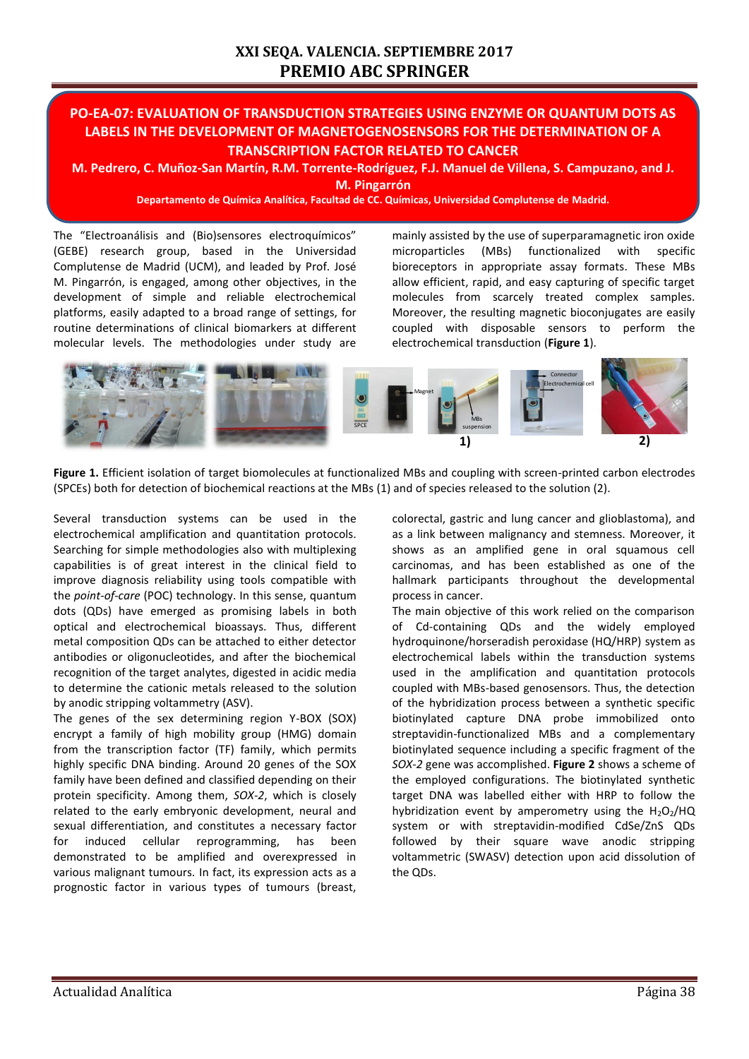# XXI SEQA. VALENCIA. SEPTIEMBRE 2017

# PREMIO ABC SPRINGER

## PO-EA-07: EVALUATION OF TRANSDUCTION STRATEGIES USING ENZYME OR QUANTUM DOTS AS LABELS IN THE DEVELOPMENT OF MAGNETOGENOSENSORS FOR THE DETERMINATION OF A TRANSCRIPTION FACTOR RELATED TO CANCER

**M. Pedrero, C. Muñoz-San Martín, R.M. Torrente-Rodríguez, F.J. Manuel de Villena, S. Campuzano, and J. M. Pingarrón**

**Departamento de Química Analítica, Facultad de CC. Químicas, Universidad Complutense de Madrid.**

The "Electroanálisis and (Bio)sensores electroquímicos" (GEBE) research group, based in the Universidad Complutense de Madrid (UCM), and leaded by Prof. José M. Pingarrón, is engaged, among other objectives, in the development of simple and reliable electrochemical platforms, easily adapted to a broad range of settings, for routine determinations of clinical biomarkers at different molecular levels. The methodologies under study are mainly assisted by the use of superparamagnetic iron oxide microparticles (MBs) functionalized with specific bioreceptors in appropriate assay formats. These MBs allow efficient, rapid, and easy capturing of specific target molecules from scarcely treated complex samples. Moreover, the resulting magnetic bioconjugates are easily coupled with disposable sensors to perform the electrochemical transduction (**Figure 1**).

SPCE
Magnet
MBs suspension
Connector
Electrochemical cell
1)
2)

**Figure 1.** Efficient isolation of target biomolecules at functionalized MBs and coupling with screen-printed carbon electrodes (SPCEs) both for detection of biochemical reactions at the MBs (1) and of species released to the solution (2).

Several transduction systems can be used in the electrochemical amplification and quantitation protocols. Searching for simple methodologies also with multiplexing capabilities is of great interest in the clinical field to improve diagnosis reliability using tools compatible with the *point-of-care* (POC) technology. In this sense, quantum dots (QDs) have emerged as promising labels in both optical and electrochemical bioassays. Thus, different metal composition QDs can be attached to either detector antibodies or oligonucleotides, and after the biochemical recognition of the target analytes, digested in acidic media to determine the cationic metals released to the solution by anodic stripping voltammetry (ASV).

The genes of the sex determining region Y-BOX (SOX) encrypt a family of high mobility group (HMG) domain from the transcription factor (TF) family, which permits highly specific DNA binding. Around 20 genes of the SOX family have been defined and classified depending on their protein specificity. Among them, *SOX-2*, which is closely related to the early embryonic development, neural and sexual differentiation, and constitutes a necessary factor for induced cellular reprogramming, has been demonstrated to be amplified and overexpressed in various malignant tumours. In fact, its expression acts as a prognostic factor in various types of tumours (breast, colorectal, gastric and lung cancer and glioblastoma), and as a link between malignancy and stemness. Moreover, it shows as an amplified gene in oral squamous cell carcinomas, and has been established as one of the hallmark participants throughout the developmental process in cancer.

The main objective of this work relied on the comparison of Cd-containing QDs and the widely employed hydroquinone/horseradish peroxidase (HQ/HRP) system as electrochemical labels within the transduction systems used in the amplification and quantitation protocols coupled with MBs-based genosensors. Thus, the detection of the hybridization process between a synthetic specific biotinylated capture DNA probe immobilized onto streptavidin-functionalized MBs and a complementary biotinylated sequence including a specific fragment of the *SOX-2* gene was accomplished. **Figure 2** shows a scheme of the employed configurations. The biotinylated synthetic target DNA was labelled either with HRP to follow the hybridization event by amperometry using the $H_2O_2$/HQ system or with streptavidin-modified CdSe/ZnS QDs followed by their square wave anodic stripping voltammetric (SWASV) detection upon acid dissolution of the QDs.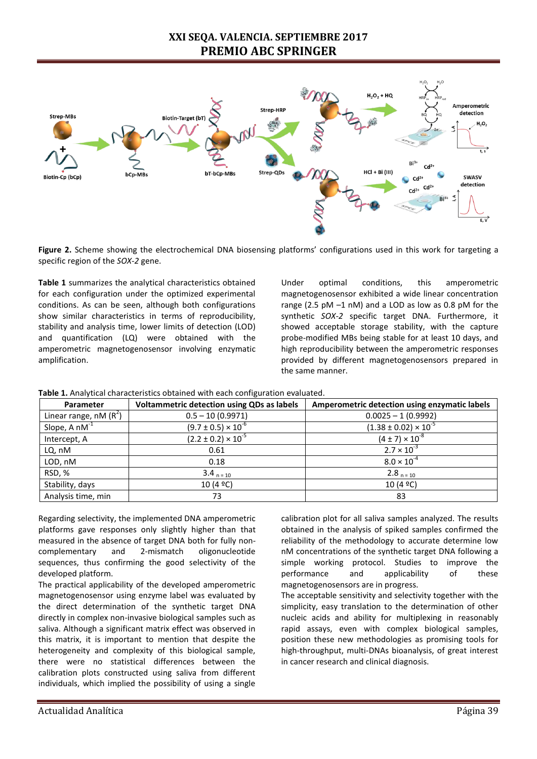Figure 2. Scheme showing the electrochemical DNA biosensing platforms' configurations used in this work for targeting a specific region of the *SOX-2* gene.

**Table 1** summarizes the analytical characteristics obtained for each configuration under the optimized experimental conditions. As can be seen, although both configurations show similar characteristics in terms of reproducibility, stability and analysis time, lower limits of detection (LOD) and quantification (LQ) were obtained with the amperometric magnetogenosensor involving enzymatic amplification.

Under optimal conditions, this amperometric magnetogenosensor exhibited a wide linear concentration range (2.5 pM –1 nM) and a LOD as low as 0.8 pM for the synthetic *SOX-2* specific target DNA. Furthermore, it showed acceptable storage stability, with the capture probe-modified MBs being stable for at least 10 days, and high reproducibility between the amperometric responses provided by different magnetogenosensors prepared in the same manner.

**Table 1.** Analytical characteristics obtained with each configuration evaluated.

| Parameter | Voltammetric detection using QDs as labels | Amperometric detection using enzymatic labels |
|---|---|---|
| Linear range, nM ($R^2$) | 0.5 – 10 (0.9971) | 0.0025 – 1 (0.9992) |
| Slope, A $nM^{-1}$ | $(9.7 \pm 0.5) \times 10^{-6}$ | $(1.38 \pm 0.02) \times 10^{-5}$ |
| Intercept, A | $(2.2 \pm 0.2) \times 10^{-5}$ | $(4 \pm 7) \times 10^{-8}$ |
| LQ, nM | 0.61 | $2.7 \times 10^{-3}$ |
| LOD, nM | 0.18 | $8.0 \times 10^{-4}$ |
| RSD, % | $3.4_{\ n = 10}$ | $2.8_{\ n = 10}$ |
| Stability, days | 10 (4 ºC) | 10 (4 ºC) |
| Analysis time, min | 73 | 83 |

Regarding selectivity, the implemented DNA amperometric platforms gave responses only slightly higher than that measured in the absence of target DNA both for fully non-complementary and 2-mismatch oligonucleotide sequences, thus confirming the good selectivity of the developed platform.

The practical applicability of the developed amperometric magnetogenosensor using enzyme label was evaluated by the direct determination of the synthetic target DNA directly in complex non-invasive biological samples such as saliva. Although a significant matrix effect was observed in this matrix, it is important to mention that despite the heterogeneity and complexity of this biological sample, there were no statistical differences between the calibration plots constructed using saliva from different individuals, which implied the possibility of using a single calibration plot for all saliva samples analyzed. The results obtained in the analysis of spiked samples confirmed the reliability of the methodology to accurate determine low nM concentrations of the synthetic target DNA following a simple working protocol. Studies to improve the performance and applicability of these magnetogenosensors are in progress.

The acceptable sensitivity and selectivity together with the simplicity, easy translation to the determination of other nucleic acids and ability for multiplexing in reasonably rapid assays, even with complex biological samples, position these new methodologies as promising tools for high-throughput, multi-DNAs bioanalysis, of great interest in cancer research and clinical diagnosis.